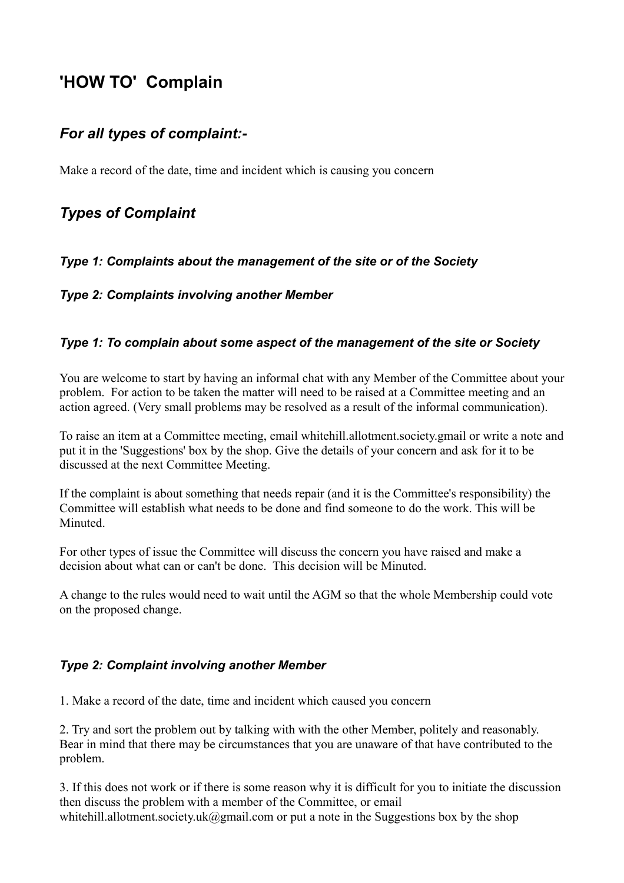# 'HOW TO' Complain

## *For all types of complaint:-*

Make a record of the date, time and incident which is causing you concern

## *Types of Complaint*

### *Type 1: Complaints about the management of the site or of the Society*

### *Type 2: Complaints involving another Member*

### *Type 1: To complain about some aspect of the management of the site or Society*

You are welcome to start by having an informal chat with any Member of the Committee about your problem. For action to be taken the matter will need to be raised at a Committee meeting and an action agreed. (Very small problems may be resolved as a result of the informal communication).

To raise an item at a Committee meeting, email whitehill.allotment.society.gmail or write a note and put it in the 'Suggestions' box by the shop. Give the details of your concern and ask for it to be discussed at the next Committee Meeting.

If the complaint is about something that needs repair (and it is the Committee's responsibility) the Committee will establish what needs to be done and find someone to do the work. This will be Minuted.

For other types of issue the Committee will discuss the concern you have raised and make a decision about what can or can't be done. This decision will be Minuted.

A change to the rules would need to wait until the AGM so that the whole Membership could vote on the proposed change.

### *Type 2: Complaint involving another Member*

1. Make a record of the date, time and incident which caused you concern

2. Try and sort the problem out by talking with with the other Member, politely and reasonably. Bear in mind that there may be circumstances that you are unaware of that have contributed to the problem.

3. If this does not work or if there is some reason why it is difficult for you to initiate the discussion then discuss the problem with a member of the Committee, or email whitehill.allotment.society.uk@gmail.com or put a note in the Suggestions box by the shop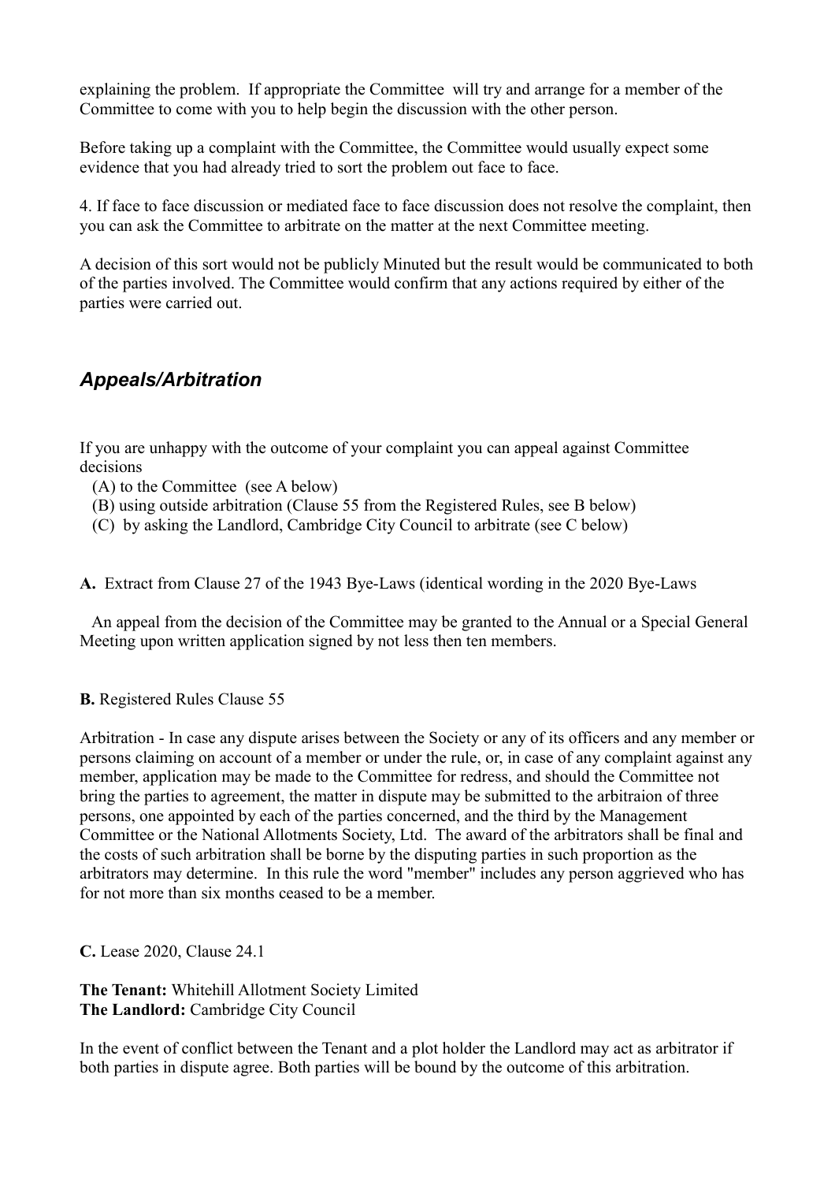explaining the problem. If appropriate the Committee will try and arrange for a member of the Committee to come with you to help begin the discussion with the other person.

Before taking up a complaint with the Committee, the Committee would usually expect some evidence that you had already tried to sort the problem out face to face.

4. If face to face discussion or mediated face to face discussion does not resolve the complaint, then you can ask the Committee to arbitrate on the matter at the next Committee meeting.

A decision of this sort would not be publicly Minuted but the result would be communicated to both of the parties involved. The Committee would confirm that any actions required by either of the parties were carried out.

## *Appeals/Arbitration*

If you are unhappy with the outcome of your complaint you can appeal against Committee decisions

(A) to the Committee (see A below)
(B) using outside arbitration (Clause 55 from the Registered Rules, see B below)
(C) by asking the Landlord, Cambridge City Council to arbitrate (see C below)

**A.** Extract from Clause 27 of the 1943 Bye-Laws (identical wording in the 2020 Bye-Laws

An appeal from the decision of the Committee may be granted to the Annual or a Special General Meeting upon written application signed by not less then ten members.

**B.** Registered Rules Clause 55

Arbitration - In case any dispute arises between the Society or any of its officers and any member or persons claiming on account of a member or under the rule, or, in case of any complaint against any member, application may be made to the Committee for redress, and should the Committee not bring the parties to agreement, the matter in dispute may be submitted to the arbitraion of three persons, one appointed by each of the parties concerned, and the third by the Management Committee or the National Allotments Society, Ltd. The award of the arbitrators shall be final and the costs of such arbitration shall be borne by the disputing parties in such proportion as the arbitrators may determine. In this rule the word "member" includes any person aggrieved who has for not more than six months ceased to be a member.

**C.** Lease 2020, Clause 24.1

**The Tenant:** Whitehill Allotment Society Limited
**The Landlord:** Cambridge City Council

In the event of conflict between the Tenant and a plot holder the Landlord may act as arbitrator if both parties in dispute agree. Both parties will be bound by the outcome of this arbitration.